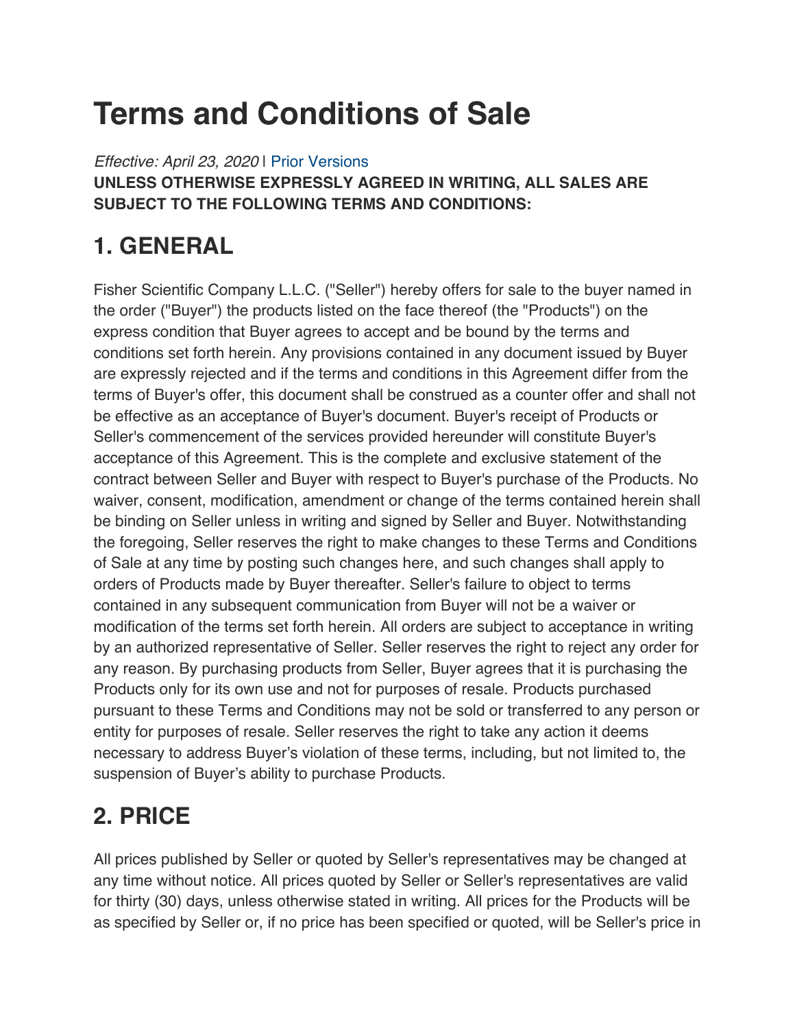# Terms and Conditions of Sale

*Effective: April 23, 2020* | Prior Versions

**UNLESS OTHERWISE EXPRESSLY AGREED IN WRITING, ALL SALES ARE SUBJECT TO THE FOLLOWING TERMS AND CONDITIONS:**

## 1. GENERAL

Fisher Scientific Company L.L.C. ("Seller") hereby offers for sale to the buyer named in the order ("Buyer") the products listed on the face thereof (the "Products") on the express condition that Buyer agrees to accept and be bound by the terms and conditions set forth herein. Any provisions contained in any document issued by Buyer are expressly rejected and if the terms and conditions in this Agreement differ from the terms of Buyer's offer, this document shall be construed as a counter offer and shall not be effective as an acceptance of Buyer's document. Buyer's receipt of Products or Seller's commencement of the services provided hereunder will constitute Buyer's acceptance of this Agreement. This is the complete and exclusive statement of the contract between Seller and Buyer with respect to Buyer's purchase of the Products. No waiver, consent, modification, amendment or change of the terms contained herein shall be binding on Seller unless in writing and signed by Seller and Buyer. Notwithstanding the foregoing, Seller reserves the right to make changes to these Terms and Conditions of Sale at any time by posting such changes here, and such changes shall apply to orders of Products made by Buyer thereafter. Seller's failure to object to terms contained in any subsequent communication from Buyer will not be a waiver or modification of the terms set forth herein. All orders are subject to acceptance in writing by an authorized representative of Seller. Seller reserves the right to reject any order for any reason. By purchasing products from Seller, Buyer agrees that it is purchasing the Products only for its own use and not for purposes of resale. Products purchased pursuant to these Terms and Conditions may not be sold or transferred to any person or entity for purposes of resale. Seller reserves the right to take any action it deems necessary to address Buyer's violation of these terms, including, but not limited to, the suspension of Buyer's ability to purchase Products.

## 2. PRICE

All prices published by Seller or quoted by Seller's representatives may be changed at any time without notice. All prices quoted by Seller or Seller's representatives are valid for thirty (30) days, unless otherwise stated in writing. All prices for the Products will be as specified by Seller or, if no price has been specified or quoted, will be Seller's price in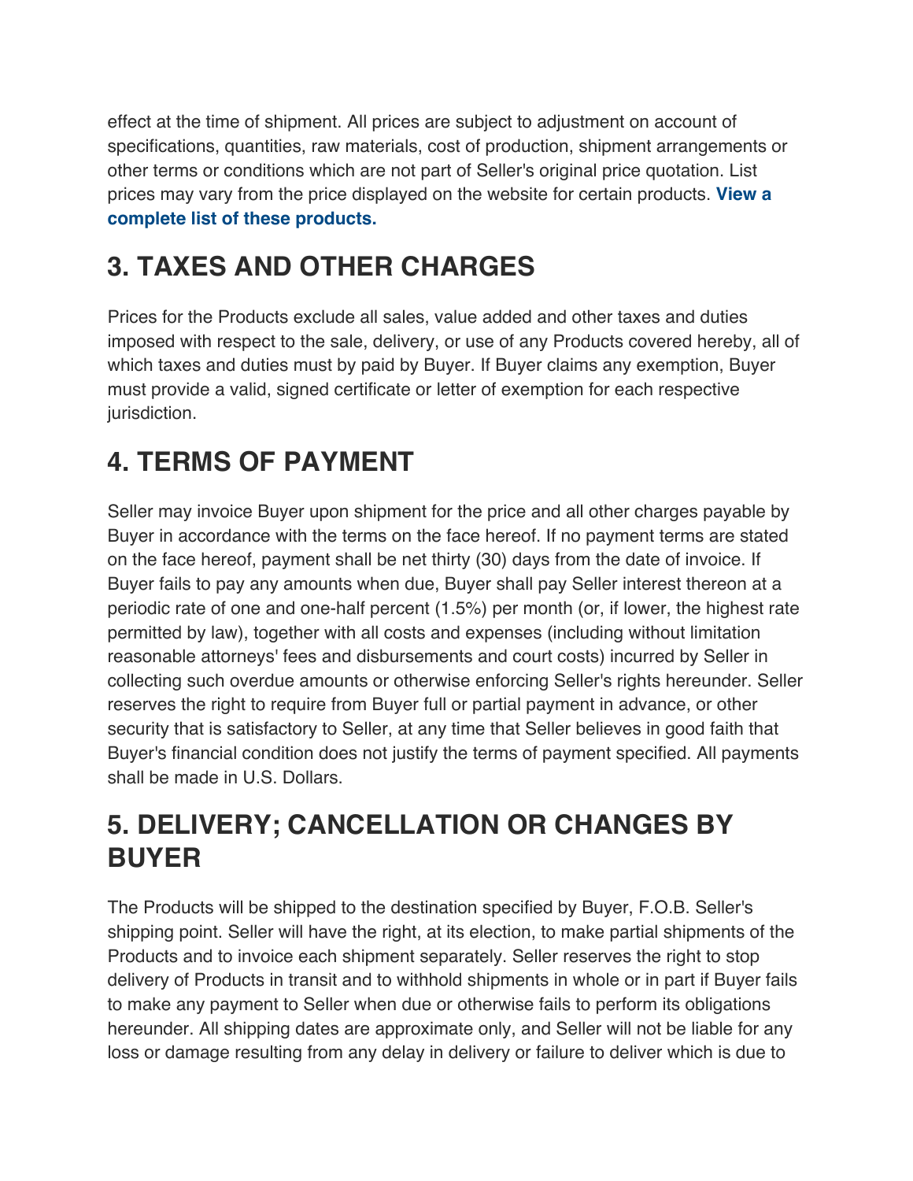effect at the time of shipment. All prices are subject to adjustment on account of specifications, quantities, raw materials, cost of production, shipment arrangements or other terms or conditions which are not part of Seller's original price quotation. List prices may vary from the price displayed on the website for certain products. **View a complete list of these products.**

## 3. TAXES AND OTHER CHARGES

Prices for the Products exclude all sales, value added and other taxes and duties imposed with respect to the sale, delivery, or use of any Products covered hereby, all of which taxes and duties must by paid by Buyer. If Buyer claims any exemption, Buyer must provide a valid, signed certificate or letter of exemption for each respective jurisdiction.

## 4. TERMS OF PAYMENT

Seller may invoice Buyer upon shipment for the price and all other charges payable by Buyer in accordance with the terms on the face hereof. If no payment terms are stated on the face hereof, payment shall be net thirty (30) days from the date of invoice. If Buyer fails to pay any amounts when due, Buyer shall pay Seller interest thereon at a periodic rate of one and one-half percent (1.5%) per month (or, if lower, the highest rate permitted by law), together with all costs and expenses (including without limitation reasonable attorneys' fees and disbursements and court costs) incurred by Seller in collecting such overdue amounts or otherwise enforcing Seller's rights hereunder. Seller reserves the right to require from Buyer full or partial payment in advance, or other security that is satisfactory to Seller, at any time that Seller believes in good faith that Buyer's financial condition does not justify the terms of payment specified. All payments shall be made in U.S. Dollars.

## 5. DELIVERY; CANCELLATION OR CHANGES BY BUYER

The Products will be shipped to the destination specified by Buyer, F.O.B. Seller's shipping point. Seller will have the right, at its election, to make partial shipments of the Products and to invoice each shipment separately. Seller reserves the right to stop delivery of Products in transit and to withhold shipments in whole or in part if Buyer fails to make any payment to Seller when due or otherwise fails to perform its obligations hereunder. All shipping dates are approximate only, and Seller will not be liable for any loss or damage resulting from any delay in delivery or failure to deliver which is due to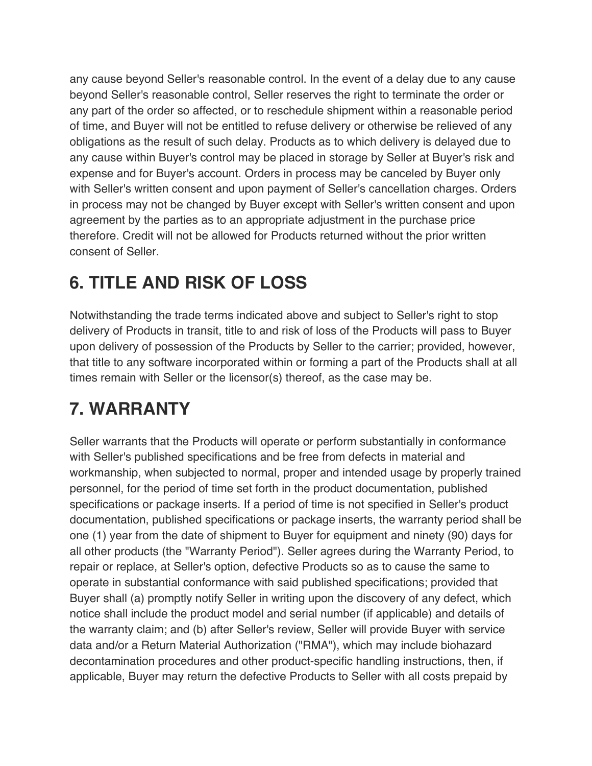any cause beyond Seller's reasonable control. In the event of a delay due to any cause beyond Seller's reasonable control, Seller reserves the right to terminate the order or any part of the order so affected, or to reschedule shipment within a reasonable period of time, and Buyer will not be entitled to refuse delivery or otherwise be relieved of any obligations as the result of such delay. Products as to which delivery is delayed due to any cause within Buyer's control may be placed in storage by Seller at Buyer's risk and expense and for Buyer's account. Orders in process may be canceled by Buyer only with Seller's written consent and upon payment of Seller's cancellation charges. Orders in process may not be changed by Buyer except with Seller's written consent and upon agreement by the parties as to an appropriate adjustment in the purchase price therefore. Credit will not be allowed for Products returned without the prior written consent of Seller.

## 6. TITLE AND RISK OF LOSS

Notwithstanding the trade terms indicated above and subject to Seller's right to stop delivery of Products in transit, title to and risk of loss of the Products will pass to Buyer upon delivery of possession of the Products by Seller to the carrier; provided, however, that title to any software incorporated within or forming a part of the Products shall at all times remain with Seller or the licensor(s) thereof, as the case may be.

## 7. WARRANTY

Seller warrants that the Products will operate or perform substantially in conformance with Seller's published specifications and be free from defects in material and workmanship, when subjected to normal, proper and intended usage by properly trained personnel, for the period of time set forth in the product documentation, published specifications or package inserts. If a period of time is not specified in Seller's product documentation, published specifications or package inserts, the warranty period shall be one (1) year from the date of shipment to Buyer for equipment and ninety (90) days for all other products (the "Warranty Period"). Seller agrees during the Warranty Period, to repair or replace, at Seller's option, defective Products so as to cause the same to operate in substantial conformance with said published specifications; provided that Buyer shall (a) promptly notify Seller in writing upon the discovery of any defect, which notice shall include the product model and serial number (if applicable) and details of the warranty claim; and (b) after Seller's review, Seller will provide Buyer with service data and/or a Return Material Authorization ("RMA"), which may include biohazard decontamination procedures and other product-specific handling instructions, then, if applicable, Buyer may return the defective Products to Seller with all costs prepaid by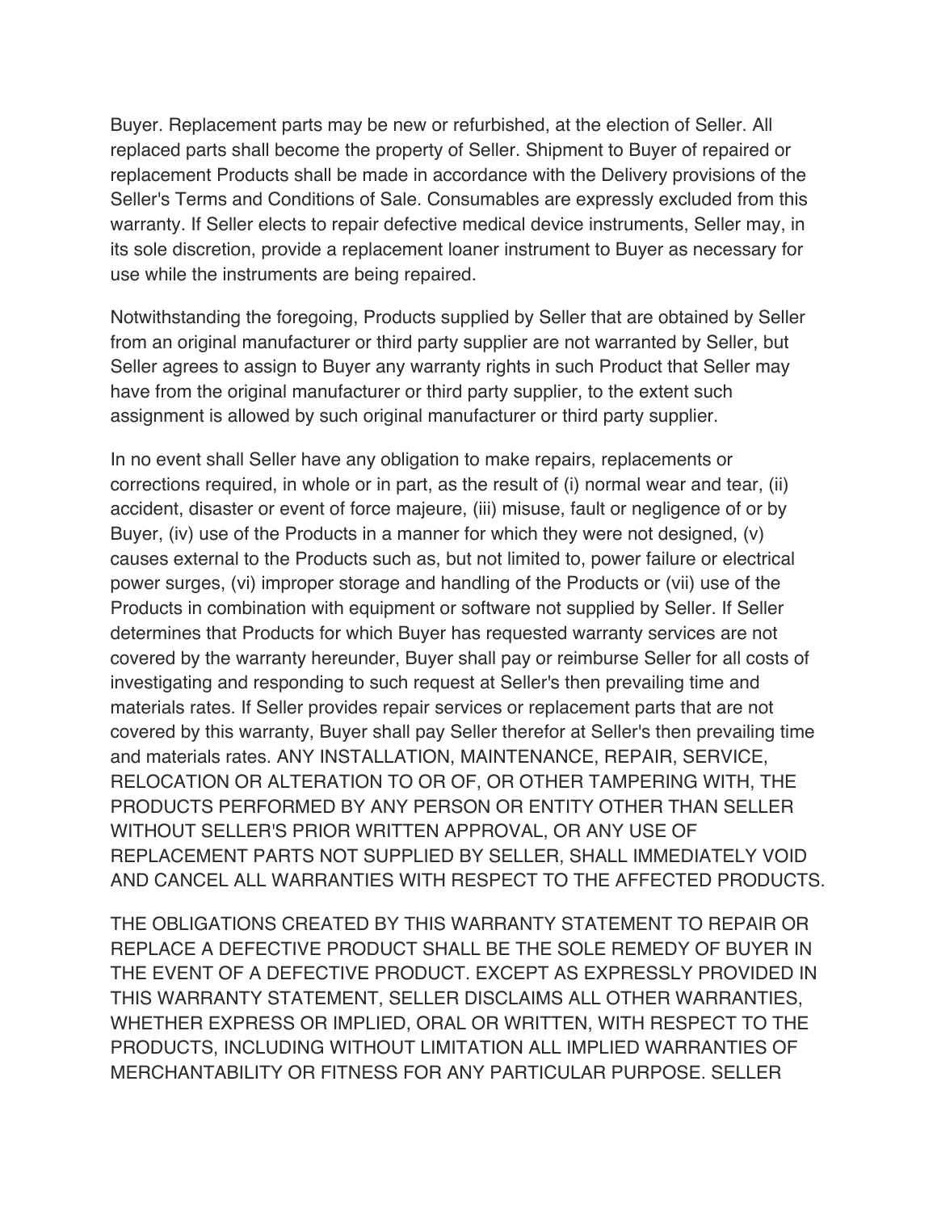Buyer. Replacement parts may be new or refurbished, at the election of Seller. All replaced parts shall become the property of Seller. Shipment to Buyer of repaired or replacement Products shall be made in accordance with the Delivery provisions of the Seller's Terms and Conditions of Sale. Consumables are expressly excluded from this warranty. If Seller elects to repair defective medical device instruments, Seller may, in its sole discretion, provide a replacement loaner instrument to Buyer as necessary for use while the instruments are being repaired.

Notwithstanding the foregoing, Products supplied by Seller that are obtained by Seller from an original manufacturer or third party supplier are not warranted by Seller, but Seller agrees to assign to Buyer any warranty rights in such Product that Seller may have from the original manufacturer or third party supplier, to the extent such assignment is allowed by such original manufacturer or third party supplier.

In no event shall Seller have any obligation to make repairs, replacements or corrections required, in whole or in part, as the result of (i) normal wear and tear, (ii) accident, disaster or event of force majeure, (iii) misuse, fault or negligence of or by Buyer, (iv) use of the Products in a manner for which they were not designed, (v) causes external to the Products such as, but not limited to, power failure or electrical power surges, (vi) improper storage and handling of the Products or (vii) use of the Products in combination with equipment or software not supplied by Seller. If Seller determines that Products for which Buyer has requested warranty services are not covered by the warranty hereunder, Buyer shall pay or reimburse Seller for all costs of investigating and responding to such request at Seller's then prevailing time and materials rates. If Seller provides repair services or replacement parts that are not covered by this warranty, Buyer shall pay Seller therefor at Seller's then prevailing time and materials rates. ANY INSTALLATION, MAINTENANCE, REPAIR, SERVICE, RELOCATION OR ALTERATION TO OR OF, OR OTHER TAMPERING WITH, THE PRODUCTS PERFORMED BY ANY PERSON OR ENTITY OTHER THAN SELLER WITHOUT SELLER'S PRIOR WRITTEN APPROVAL, OR ANY USE OF REPLACEMENT PARTS NOT SUPPLIED BY SELLER, SHALL IMMEDIATELY VOID AND CANCEL ALL WARRANTIES WITH RESPECT TO THE AFFECTED PRODUCTS.

THE OBLIGATIONS CREATED BY THIS WARRANTY STATEMENT TO REPAIR OR REPLACE A DEFECTIVE PRODUCT SHALL BE THE SOLE REMEDY OF BUYER IN THE EVENT OF A DEFECTIVE PRODUCT. EXCEPT AS EXPRESSLY PROVIDED IN THIS WARRANTY STATEMENT, SELLER DISCLAIMS ALL OTHER WARRANTIES, WHETHER EXPRESS OR IMPLIED, ORAL OR WRITTEN, WITH RESPECT TO THE PRODUCTS, INCLUDING WITHOUT LIMITATION ALL IMPLIED WARRANTIES OF MERCHANTABILITY OR FITNESS FOR ANY PARTICULAR PURPOSE. SELLER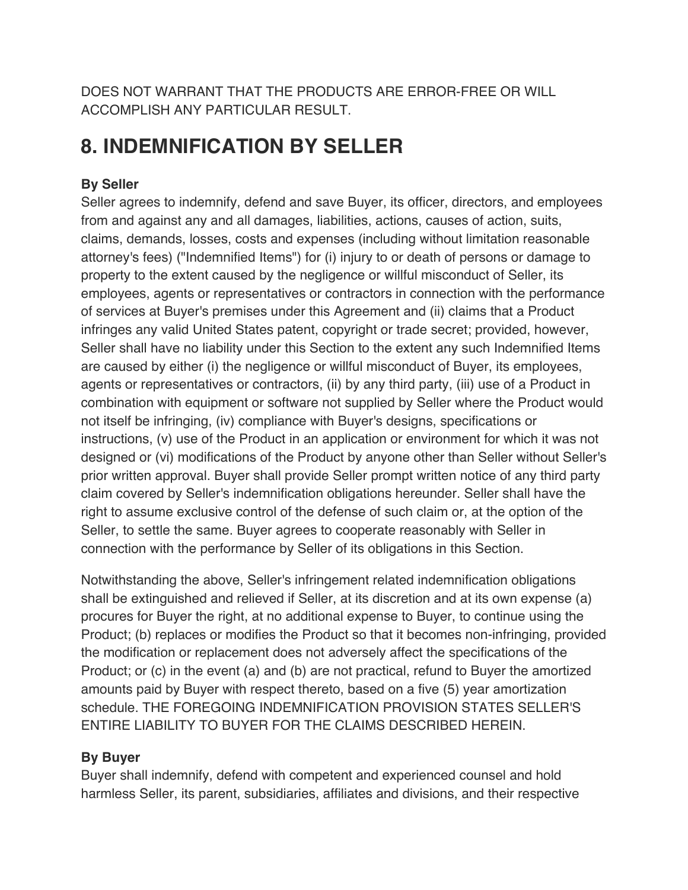DOES NOT WARRANT THAT THE PRODUCTS ARE ERROR-FREE OR WILL ACCOMPLISH ANY PARTICULAR RESULT.

# 8. INDEMNIFICATION BY SELLER

**By Seller**
Seller agrees to indemnify, defend and save Buyer, its officer, directors, and employees from and against any and all damages, liabilities, actions, causes of action, suits, claims, demands, losses, costs and expenses (including without limitation reasonable attorney's fees) ("Indemnified Items") for (i) injury to or death of persons or damage to property to the extent caused by the negligence or willful misconduct of Seller, its employees, agents or representatives or contractors in connection with the performance of services at Buyer's premises under this Agreement and (ii) claims that a Product infringes any valid United States patent, copyright or trade secret; provided, however, Seller shall have no liability under this Section to the extent any such Indemnified Items are caused by either (i) the negligence or willful misconduct of Buyer, its employees, agents or representatives or contractors, (ii) by any third party, (iii) use of a Product in combination with equipment or software not supplied by Seller where the Product would not itself be infringing, (iv) compliance with Buyer's designs, specifications or instructions, (v) use of the Product in an application or environment for which it was not designed or (vi) modifications of the Product by anyone other than Seller without Seller's prior written approval. Buyer shall provide Seller prompt written notice of any third party claim covered by Seller's indemnification obligations hereunder. Seller shall have the right to assume exclusive control of the defense of such claim or, at the option of the Seller, to settle the same. Buyer agrees to cooperate reasonably with Seller in connection with the performance by Seller of its obligations in this Section.

Notwithstanding the above, Seller's infringement related indemnification obligations shall be extinguished and relieved if Seller, at its discretion and at its own expense (a) procures for Buyer the right, at no additional expense to Buyer, to continue using the Product; (b) replaces or modifies the Product so that it becomes non-infringing, provided the modification or replacement does not adversely affect the specifications of the Product; or (c) in the event (a) and (b) are not practical, refund to Buyer the amortized amounts paid by Buyer with respect thereto, based on a five (5) year amortization schedule. THE FOREGOING INDEMNIFICATION PROVISION STATES SELLER'S ENTIRE LIABILITY TO BUYER FOR THE CLAIMS DESCRIBED HEREIN.

**By Buyer**
Buyer shall indemnify, defend with competent and experienced counsel and hold harmless Seller, its parent, subsidiaries, affiliates and divisions, and their respective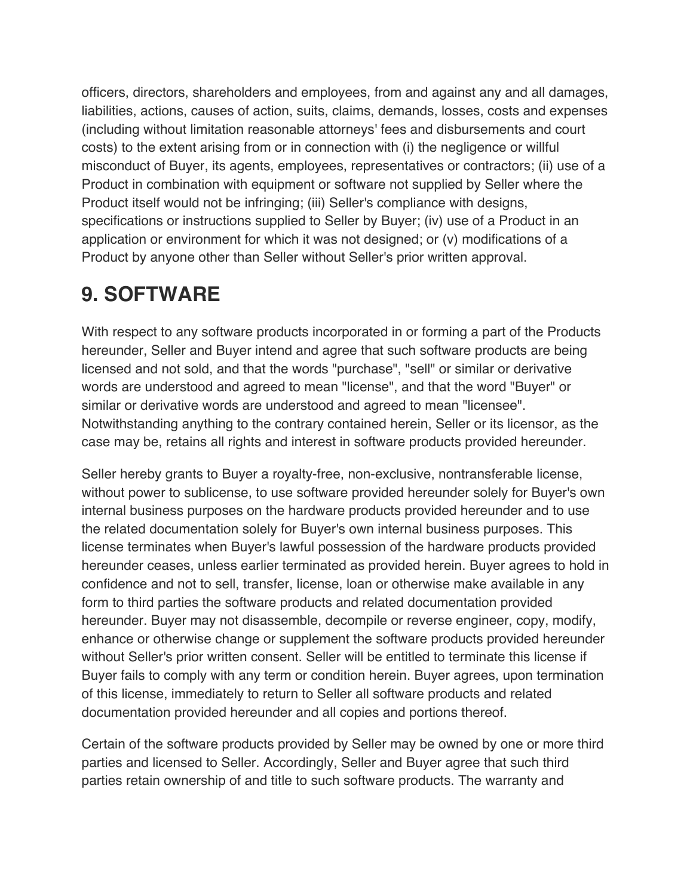officers, directors, shareholders and employees, from and against any and all damages, liabilities, actions, causes of action, suits, claims, demands, losses, costs and expenses (including without limitation reasonable attorneys' fees and disbursements and court costs) to the extent arising from or in connection with (i) the negligence or willful misconduct of Buyer, its agents, employees, representatives or contractors; (ii) use of a Product in combination with equipment or software not supplied by Seller where the Product itself would not be infringing; (iii) Seller's compliance with designs, specifications or instructions supplied to Seller by Buyer; (iv) use of a Product in an application or environment for which it was not designed; or (v) modifications of a Product by anyone other than Seller without Seller's prior written approval.

# 9. SOFTWARE

With respect to any software products incorporated in or forming a part of the Products hereunder, Seller and Buyer intend and agree that such software products are being licensed and not sold, and that the words "purchase", "sell" or similar or derivative words are understood and agreed to mean "license", and that the word "Buyer" or similar or derivative words are understood and agreed to mean "licensee". Notwithstanding anything to the contrary contained herein, Seller or its licensor, as the case may be, retains all rights and interest in software products provided hereunder.

Seller hereby grants to Buyer a royalty-free, non-exclusive, nontransferable license, without power to sublicense, to use software provided hereunder solely for Buyer's own internal business purposes on the hardware products provided hereunder and to use the related documentation solely for Buyer's own internal business purposes. This license terminates when Buyer's lawful possession of the hardware products provided hereunder ceases, unless earlier terminated as provided herein. Buyer agrees to hold in confidence and not to sell, transfer, license, loan or otherwise make available in any form to third parties the software products and related documentation provided hereunder. Buyer may not disassemble, decompile or reverse engineer, copy, modify, enhance or otherwise change or supplement the software products provided hereunder without Seller's prior written consent. Seller will be entitled to terminate this license if Buyer fails to comply with any term or condition herein. Buyer agrees, upon termination of this license, immediately to return to Seller all software products and related documentation provided hereunder and all copies and portions thereof.

Certain of the software products provided by Seller may be owned by one or more third parties and licensed to Seller. Accordingly, Seller and Buyer agree that such third parties retain ownership of and title to such software products. The warranty and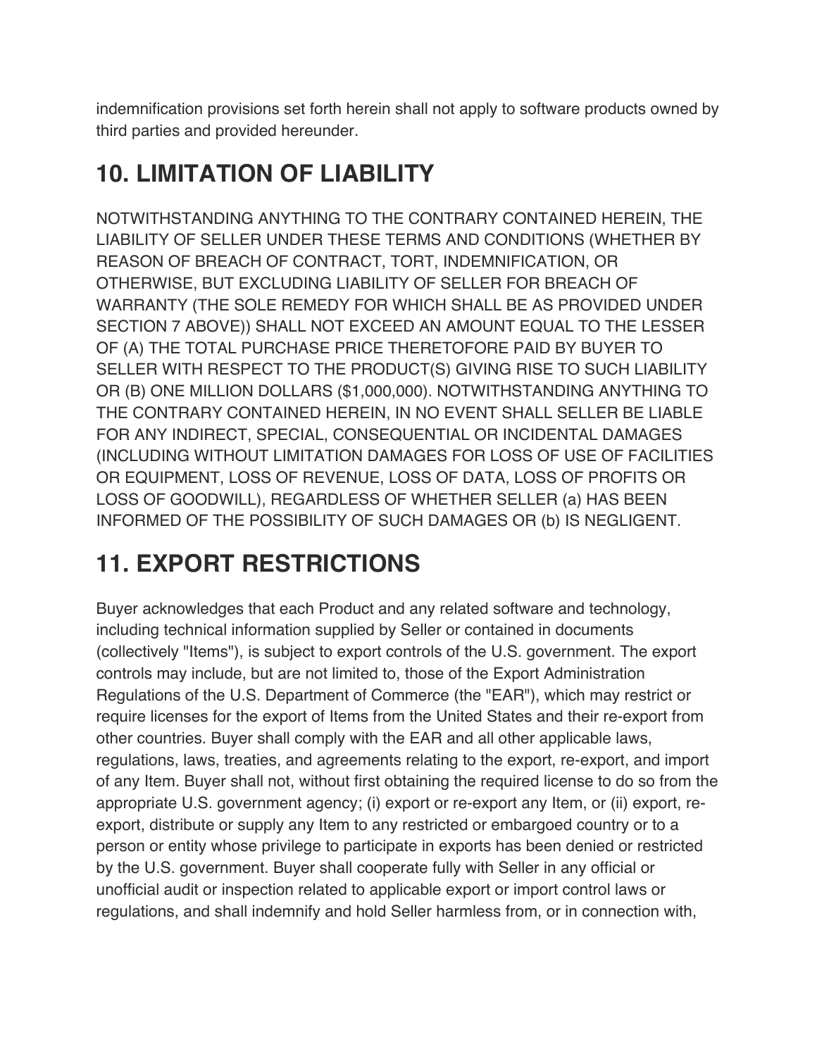indemnification provisions set forth herein shall not apply to software products owned by third parties and provided hereunder.

## 10. LIMITATION OF LIABILITY

NOTWITHSTANDING ANYTHING TO THE CONTRARY CONTAINED HEREIN, THE LIABILITY OF SELLER UNDER THESE TERMS AND CONDITIONS (WHETHER BY REASON OF BREACH OF CONTRACT, TORT, INDEMNIFICATION, OR OTHERWISE, BUT EXCLUDING LIABILITY OF SELLER FOR BREACH OF WARRANTY (THE SOLE REMEDY FOR WHICH SHALL BE AS PROVIDED UNDER SECTION 7 ABOVE)) SHALL NOT EXCEED AN AMOUNT EQUAL TO THE LESSER OF (A) THE TOTAL PURCHASE PRICE THERETOFORE PAID BY BUYER TO SELLER WITH RESPECT TO THE PRODUCT(S) GIVING RISE TO SUCH LIABILITY OR (B) ONE MILLION DOLLARS ($1,000,000). NOTWITHSTANDING ANYTHING TO THE CONTRARY CONTAINED HEREIN, IN NO EVENT SHALL SELLER BE LIABLE FOR ANY INDIRECT, SPECIAL, CONSEQUENTIAL OR INCIDENTAL DAMAGES (INCLUDING WITHOUT LIMITATION DAMAGES FOR LOSS OF USE OF FACILITIES OR EQUIPMENT, LOSS OF REVENUE, LOSS OF DATA, LOSS OF PROFITS OR LOSS OF GOODWILL), REGARDLESS OF WHETHER SELLER (a) HAS BEEN INFORMED OF THE POSSIBILITY OF SUCH DAMAGES OR (b) IS NEGLIGENT.

## 11. EXPORT RESTRICTIONS

Buyer acknowledges that each Product and any related software and technology, including technical information supplied by Seller or contained in documents (collectively "Items"), is subject to export controls of the U.S. government. The export controls may include, but are not limited to, those of the Export Administration Regulations of the U.S. Department of Commerce (the "EAR"), which may restrict or require licenses for the export of Items from the United States and their re-export from other countries. Buyer shall comply with the EAR and all other applicable laws, regulations, laws, treaties, and agreements relating to the export, re-export, and import of any Item. Buyer shall not, without first obtaining the required license to do so from the appropriate U.S. government agency; (i) export or re-export any Item, or (ii) export, re-export, distribute or supply any Item to any restricted or embargoed country or to a person or entity whose privilege to participate in exports has been denied or restricted by the U.S. government. Buyer shall cooperate fully with Seller in any official or unofficial audit or inspection related to applicable export or import control laws or regulations, and shall indemnify and hold Seller harmless from, or in connection with,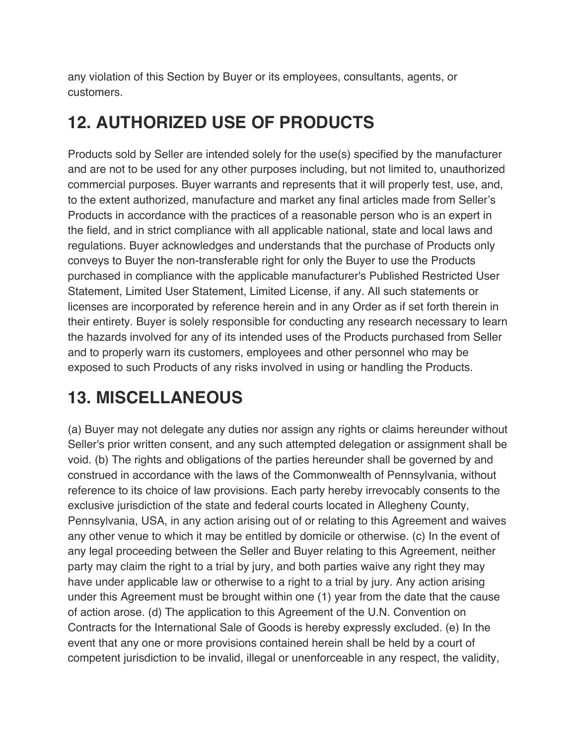any violation of this Section by Buyer or its employees, consultants, agents, or customers.

## 12. AUTHORIZED USE OF PRODUCTS

Products sold by Seller are intended solely for the use(s) specified by the manufacturer and are not to be used for any other purposes including, but not limited to, unauthorized commercial purposes. Buyer warrants and represents that it will properly test, use, and, to the extent authorized, manufacture and market any final articles made from Seller's Products in accordance with the practices of a reasonable person who is an expert in the field, and in strict compliance with all applicable national, state and local laws and regulations. Buyer acknowledges and understands that the purchase of Products only conveys to Buyer the non-transferable right for only the Buyer to use the Products purchased in compliance with the applicable manufacturer's Published Restricted User Statement, Limited User Statement, Limited License, if any. All such statements or licenses are incorporated by reference herein and in any Order as if set forth therein in their entirety. Buyer is solely responsible for conducting any research necessary to learn the hazards involved for any of its intended uses of the Products purchased from Seller and to properly warn its customers, employees and other personnel who may be exposed to such Products of any risks involved in using or handling the Products.

## 13. MISCELLANEOUS

(a) Buyer may not delegate any duties nor assign any rights or claims hereunder without Seller's prior written consent, and any such attempted delegation or assignment shall be void. (b) The rights and obligations of the parties hereunder shall be governed by and construed in accordance with the laws of the Commonwealth of Pennsylvania, without reference to its choice of law provisions. Each party hereby irrevocably consents to the exclusive jurisdiction of the state and federal courts located in Allegheny County, Pennsylvania, USA, in any action arising out of or relating to this Agreement and waives any other venue to which it may be entitled by domicile or otherwise. (c) In the event of any legal proceeding between the Seller and Buyer relating to this Agreement, neither party may claim the right to a trial by jury, and both parties waive any right they may have under applicable law or otherwise to a right to a trial by jury. Any action arising under this Agreement must be brought within one (1) year from the date that the cause of action arose. (d) The application to this Agreement of the U.N. Convention on Contracts for the International Sale of Goods is hereby expressly excluded. (e) In the event that any one or more provisions contained herein shall be held by a court of competent jurisdiction to be invalid, illegal or unenforceable in any respect, the validity,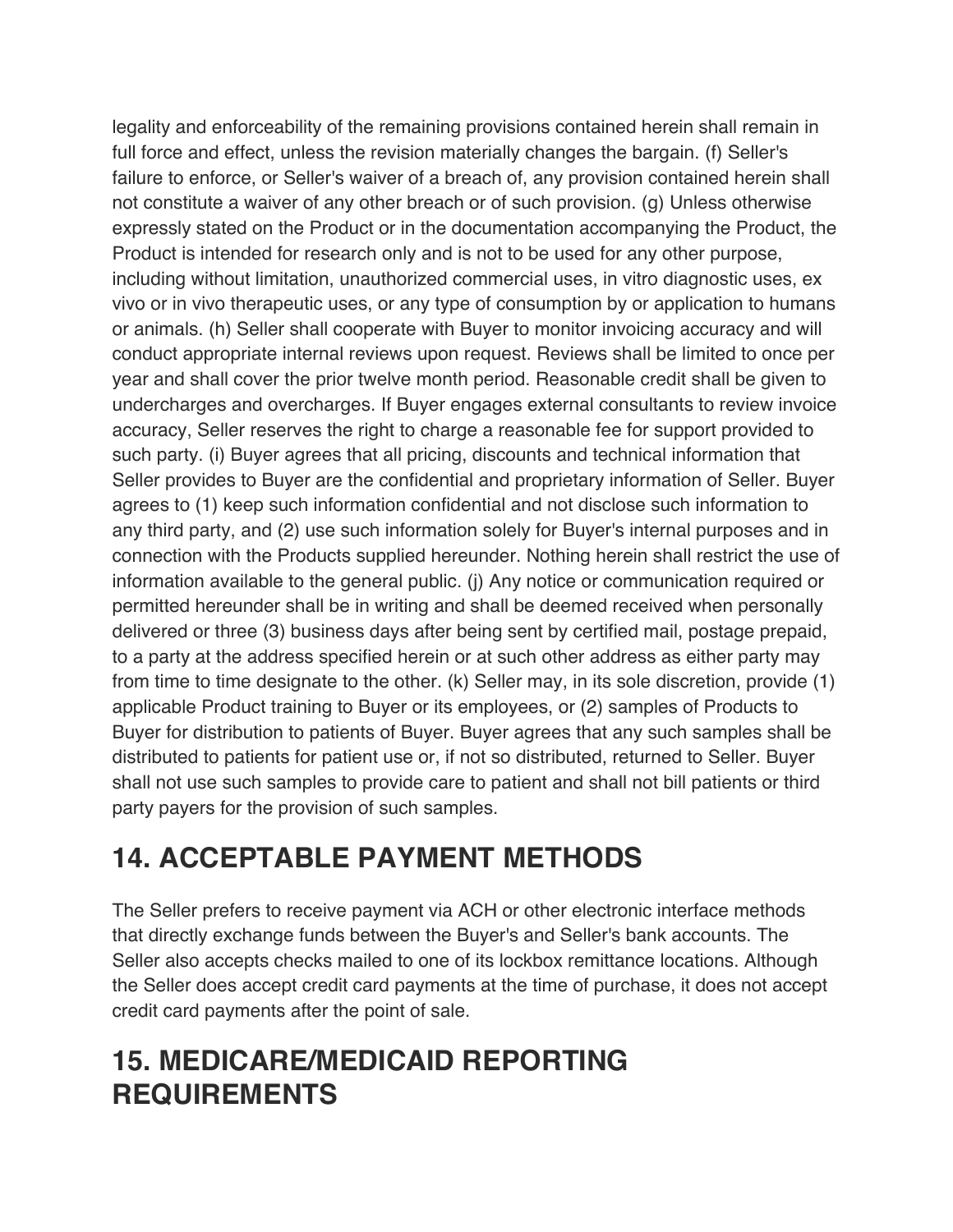legality and enforceability of the remaining provisions contained herein shall remain in full force and effect, unless the revision materially changes the bargain. (f) Seller's failure to enforce, or Seller's waiver of a breach of, any provision contained herein shall not constitute a waiver of any other breach or of such provision. (g) Unless otherwise expressly stated on the Product or in the documentation accompanying the Product, the Product is intended for research only and is not to be used for any other purpose, including without limitation, unauthorized commercial uses, in vitro diagnostic uses, ex vivo or in vivo therapeutic uses, or any type of consumption by or application to humans or animals. (h) Seller shall cooperate with Buyer to monitor invoicing accuracy and will conduct appropriate internal reviews upon request. Reviews shall be limited to once per year and shall cover the prior twelve month period. Reasonable credit shall be given to undercharges and overcharges. If Buyer engages external consultants to review invoice accuracy, Seller reserves the right to charge a reasonable fee for support provided to such party. (i) Buyer agrees that all pricing, discounts and technical information that Seller provides to Buyer are the confidential and proprietary information of Seller. Buyer agrees to (1) keep such information confidential and not disclose such information to any third party, and (2) use such information solely for Buyer's internal purposes and in connection with the Products supplied hereunder. Nothing herein shall restrict the use of information available to the general public. (j) Any notice or communication required or permitted hereunder shall be in writing and shall be deemed received when personally delivered or three (3) business days after being sent by certified mail, postage prepaid, to a party at the address specified herein or at such other address as either party may from time to time designate to the other. (k) Seller may, in its sole discretion, provide (1) applicable Product training to Buyer or its employees, or (2) samples of Products to Buyer for distribution to patients of Buyer. Buyer agrees that any such samples shall be distributed to patients for patient use or, if not so distributed, returned to Seller. Buyer shall not use such samples to provide care to patient and shall not bill patients or third party payers for the provision of such samples.

## 14. ACCEPTABLE PAYMENT METHODS

The Seller prefers to receive payment via ACH or other electronic interface methods that directly exchange funds between the Buyer's and Seller's bank accounts. The Seller also accepts checks mailed to one of its lockbox remittance locations. Although the Seller does accept credit card payments at the time of purchase, it does not accept credit card payments after the point of sale.

## 15. MEDICARE/MEDICAID REPORTING REQUIREMENTS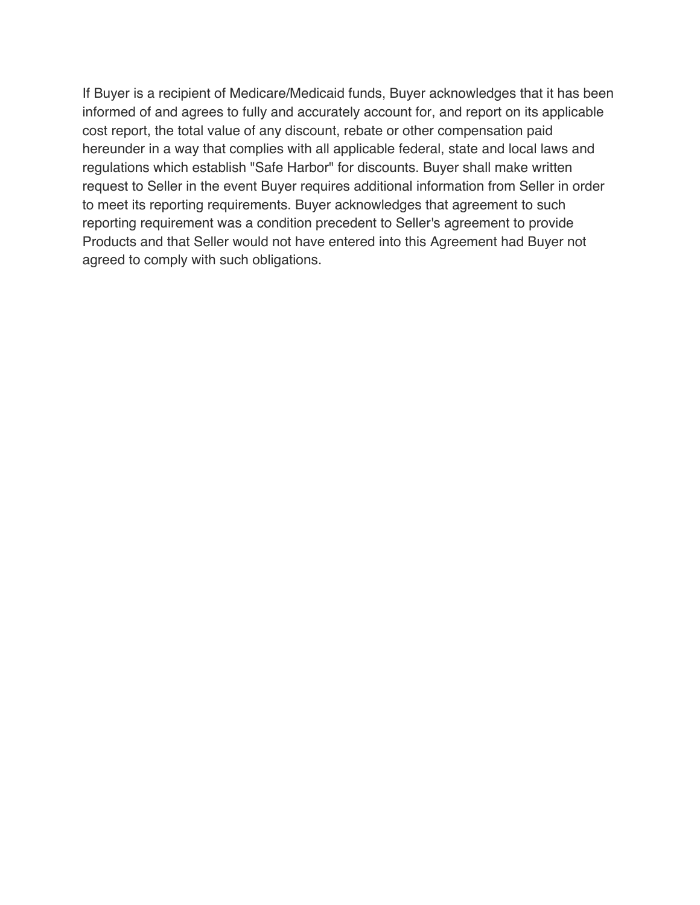If Buyer is a recipient of Medicare/Medicaid funds, Buyer acknowledges that it has been informed of and agrees to fully and accurately account for, and report on its applicable cost report, the total value of any discount, rebate or other compensation paid hereunder in a way that complies with all applicable federal, state and local laws and regulations which establish "Safe Harbor" for discounts. Buyer shall make written request to Seller in the event Buyer requires additional information from Seller in order to meet its reporting requirements. Buyer acknowledges that agreement to such reporting requirement was a condition precedent to Seller's agreement to provide Products and that Seller would not have entered into this Agreement had Buyer not agreed to comply with such obligations.